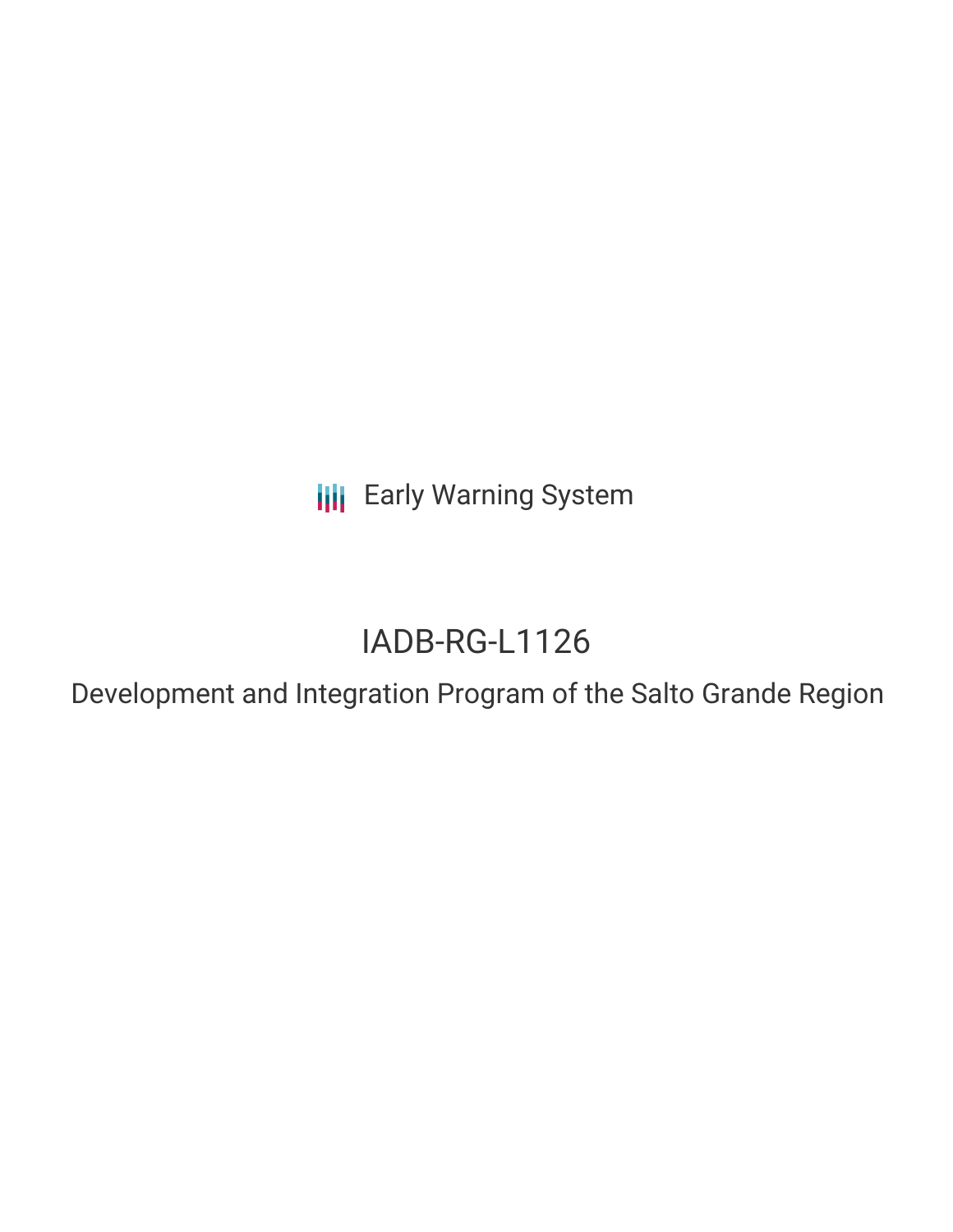Early Warning System

# IADB-RG-L1126

## Development and Integration Program of the Salto Grande Region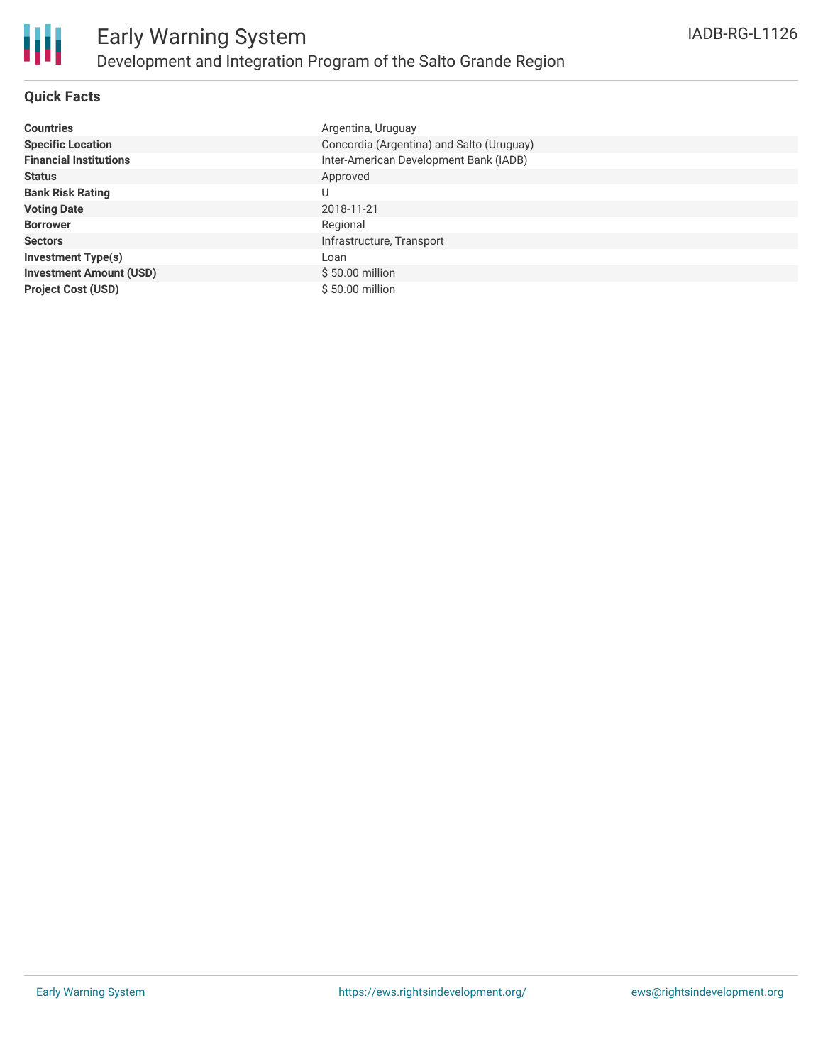# Early Warning System

## Development and Integration Program of the Salto Grande Region

IADB-RG-L1126

### Quick Facts

| | |
|---|---|
| **Countries** | Argentina, Uruguay |
| **Specific Location** | Concordia (Argentina) and Salto (Uruguay) |
| **Financial Institutions** | Inter-American Development Bank (IADB) |
| **Status** | Approved |
| **Bank Risk Rating** | U |
| **Voting Date** | 2018-11-21 |
| **Borrower** | Regional |
| **Sectors** | Infrastructure, Transport |
| **Investment Type(s)** | Loan |
| **Investment Amount (USD)** | $ 50.00 million |
| **Project Cost (USD)** | $ 50.00 million |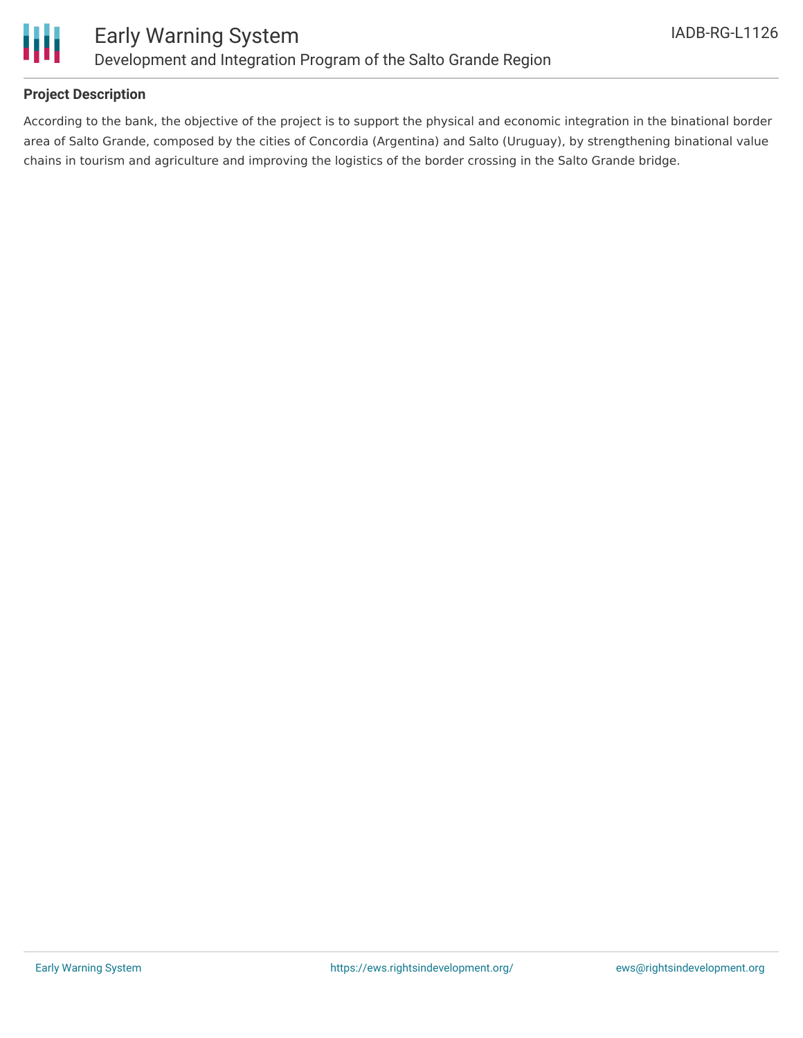## Project Description

According to the bank, the objective of the project is to support the physical and economic integration in the binational border area of Salto Grande, composed by the cities of Concordia (Argentina) and Salto (Uruguay), by strengthening binational value chains in tourism and agriculture and improving the logistics of the border crossing in the Salto Grande bridge.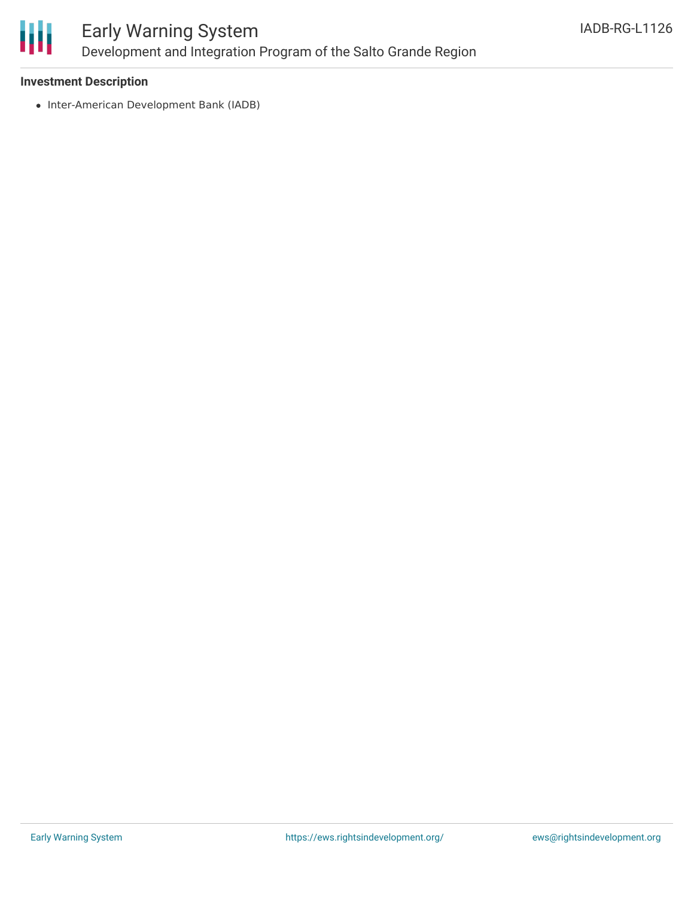### Investment Description

- Inter-American Development Bank (IADB)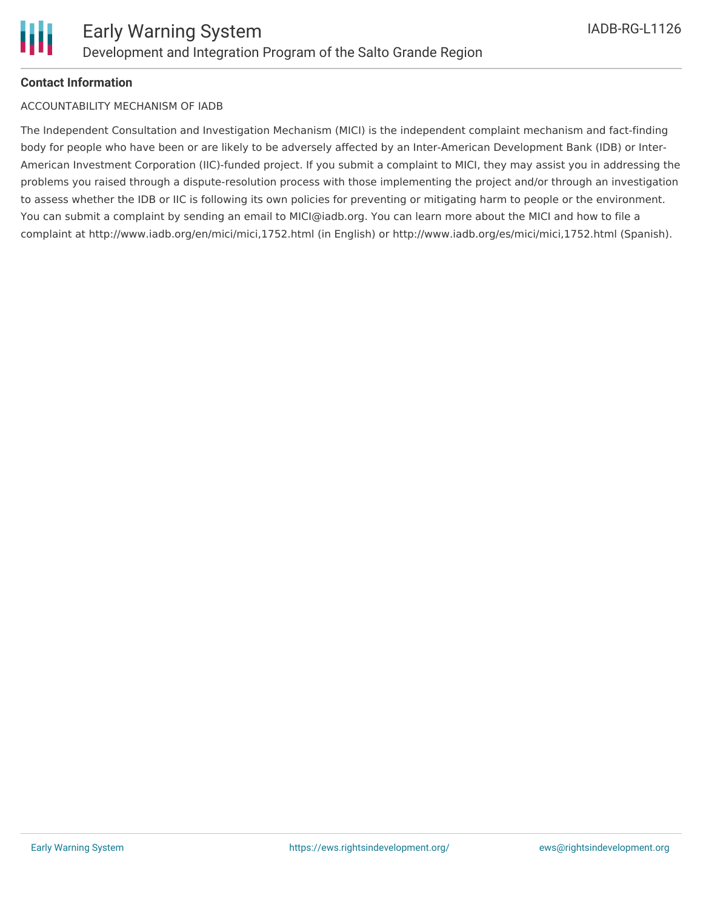**Contact Information**

ACCOUNTABILITY MECHANISM OF IADB

The Independent Consultation and Investigation Mechanism (MICI) is the independent complaint mechanism and fact-finding body for people who have been or are likely to be adversely affected by an Inter-American Development Bank (IDB) or Inter-American Investment Corporation (IIC)-funded project. If you submit a complaint to MICI, they may assist you in addressing the problems you raised through a dispute-resolution process with those implementing the project and/or through an investigation to assess whether the IDB or IIC is following its own policies for preventing or mitigating harm to people or the environment. You can submit a complaint by sending an email to MICI@iadb.org. You can learn more about the MICI and how to file a complaint at http://www.iadb.org/en/mici/mici,1752.html (in English) or http://www.iadb.org/es/mici/mici,1752.html (Spanish).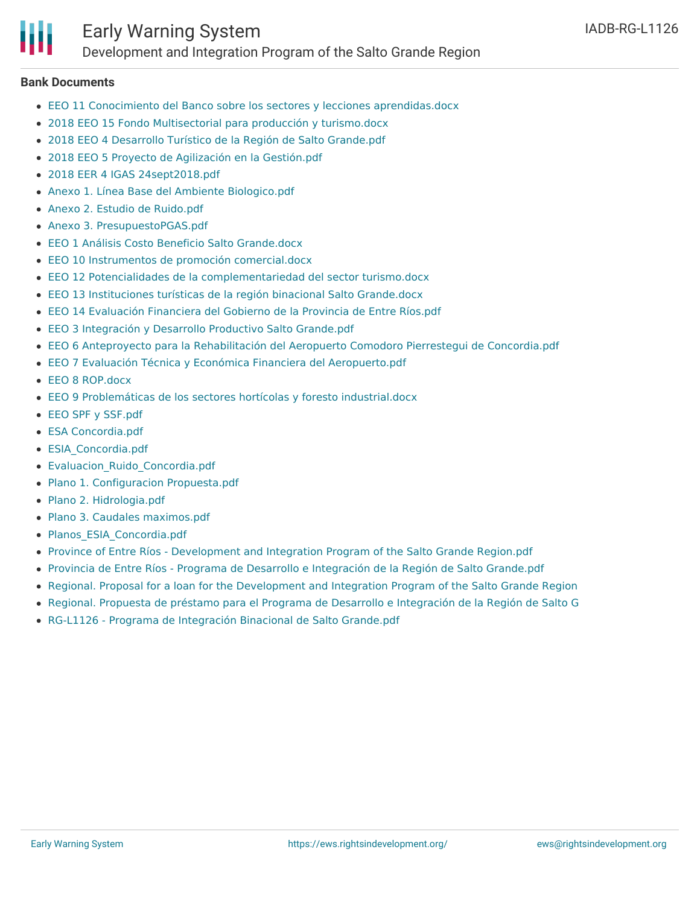**Bank Documents**

- EEO 11 Conocimiento del Banco sobre los sectores y lecciones aprendidas.docx
- 2018 EEO 15 Fondo Multisectorial para producción y turismo.docx
- 2018 EEO 4 Desarrollo Turístico de la Región de Salto Grande.pdf
- 2018 EEO 5 Proyecto de Agilización en la Gestión.pdf
- 2018 EER 4 IGAS 24sept2018.pdf
- Anexo 1. Línea Base del Ambiente Biologico.pdf
- Anexo 2. Estudio de Ruido.pdf
- Anexo 3. PresupuestoPGAS.pdf
- EEO 1 Análisis Costo Beneficio Salto Grande.docx
- EEO 10 Instrumentos de promoción comercial.docx
- EEO 12 Potencialidades de la complementariedad del sector turismo.docx
- EEO 13 Instituciones turísticas de la región binacional Salto Grande.docx
- EEO 14 Evaluación Financiera del Gobierno de la Provincia de Entre Ríos.pdf
- EEO 3 Integración y Desarrollo Productivo Salto Grande.pdf
- EEO 6 Anteproyecto para la Rehabilitación del Aeropuerto Comodoro Pierrestegui de Concordia.pdf
- EEO 7 Evaluación Técnica y Económica Financiera del Aeropuerto.pdf
- EEO 8 ROP.docx
- EEO 9 Problemáticas de los sectores hortícolas y foresto industrial.docx
- EEO SPF y SSF.pdf
- ESA Concordia.pdf
- ESIA_Concordia.pdf
- Evaluacion_Ruido_Concordia.pdf
- Plano 1. Configuracion Propuesta.pdf
- Plano 2. Hidrologia.pdf
- Plano 3. Caudales maximos.pdf
- Planos_ESIA_Concordia.pdf
- Province of Entre Ríos - Development and Integration Program of the Salto Grande Region.pdf
- Provincia de Entre Ríos - Programa de Desarrollo e Integración de la Región de Salto Grande.pdf
- Regional. Proposal for a loan for the Development and Integration Program of the Salto Grande Region
- Regional. Propuesta de préstamo para el Programa de Desarrollo e Integración de la Región de Salto G
- RG-L1126 - Programa de Integración Binacional de Salto Grande.pdf